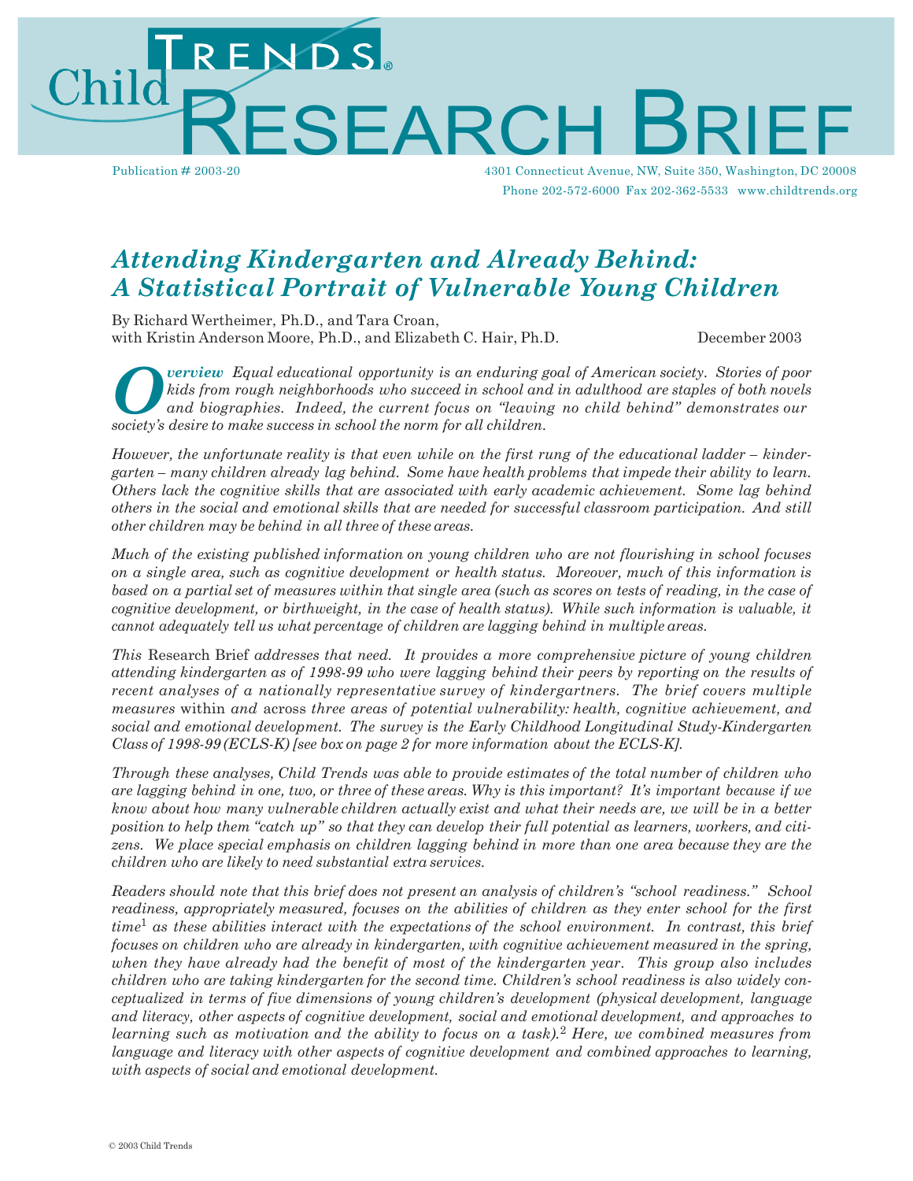# Child Trends Research Brief

Publication # 2003-20

4301 Connecticut Avenue, NW, Suite 350, Washington, DC 20008
Phone 202-572-6000 Fax 202-362-5533 www.childtrends.org

## *Attending Kindergarten and Already Behind: A Statistical Portrait of Vulnerable Young Children*

By Richard Wertheimer, Ph.D., and Tara Croan,
with Kristin Anderson Moore, Ph.D., and Elizabeth C. Hair, Ph.D.

December 2003

***Overview*** *Equal educational opportunity is an enduring goal of American society. Stories of poor kids from rough neighborhoods who succeed in school and in adulthood are staples of both novels and biographies. Indeed, the current focus on "leaving no child behind" demonstrates our society's desire to make success in school the norm for all children.*

*However, the unfortunate reality is that even while on the first rung of the educational ladder – kindergarten – many children already lag behind. Some have health problems that impede their ability to learn. Others lack the cognitive skills that are associated with early academic achievement. Some lag behind others in the social and emotional skills that are needed for successful classroom participation. And still other children may be behind in all three of these areas.*

*Much of the existing published information on young children who are not flourishing in school focuses on a single area, such as cognitive development or health status. Moreover, much of this information is based on a partial set of measures within that single area (such as scores on tests of reading, in the case of cognitive development, or birthweight, in the case of health status). While such information is valuable, it cannot adequately tell us what percentage of children are lagging behind in multiple areas.*

*This* Research Brief *addresses that need. It provides a more comprehensive picture of young children attending kindergarten as of 1998-99 who were lagging behind their peers by reporting on the results of recent analyses of a nationally representative survey of kindergartners. The brief covers multiple measures* within *and* across *three areas of potential vulnerability: health, cognitive achievement, and social and emotional development. The survey is the Early Childhood Longitudinal Study-Kindergarten Class of 1998-99 (ECLS-K) [see box on page 2 for more information about the ECLS-K].*

*Through these analyses, Child Trends was able to provide estimates of the total number of children who are lagging behind in one, two, or three of these areas. Why is this important? It's important because if we know about how many vulnerable children actually exist and what their needs are, we will be in a better position to help them "catch up" so that they can develop their full potential as learners, workers, and citizens. We place special emphasis on children lagging behind in more than one area because they are the children who are likely to need substantial extra services.*

*Readers should note that this brief does not present an analysis of children's "school readiness." School readiness, appropriately measured, focuses on the abilities of children as they enter school for the first time[1] as these abilities interact with the expectations of the school environment. In contrast, this brief focuses on children who are already in kindergarten, with cognitive achievement measured in the spring, when they have already had the benefit of most of the kindergarten year. This group also includes children who are taking kindergarten for the second time. Children's school readiness is also widely conceptualized in terms of five dimensions of young children's development (physical development, language and literacy, other aspects of cognitive development, social and emotional development, and approaches to learning such as motivation and the ability to focus on a task).[2] Here, we combined measures from language and literacy with other aspects of cognitive development and combined approaches to learning, with aspects of social and emotional development.*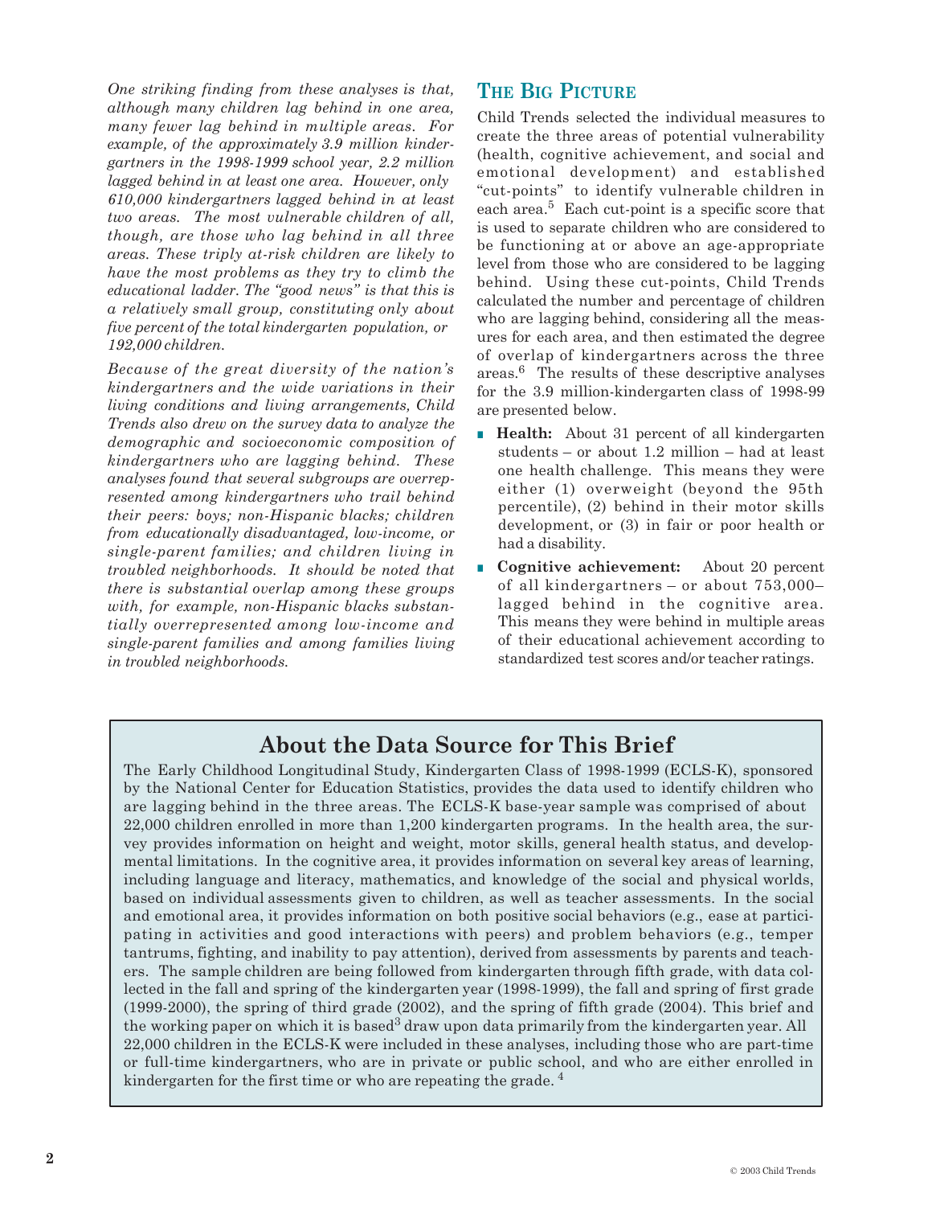*One striking finding from these analyses is that, although many children lag behind in one area, many fewer lag behind in multiple areas. For example, of the approximately 3.9 million kindergartners in the 1998-1999 school year, 2.2 million lagged behind in at least one area. However, only 610,000 kindergartners lagged behind in at least two areas. The most vulnerable children of all, though, are those who lag behind in all three areas. These triply at-risk children are likely to have the most problems as they try to climb the educational ladder. The "good news" is that this is a relatively small group, constituting only about five percent of the total kindergarten population, or 192,000 children.*

*Because of the great diversity of the nation's kindergartners and the wide variations in their living conditions and living arrangements, Child Trends also drew on the survey data to analyze the demographic and socioeconomic composition of kindergartners who are lagging behind. These analyses found that several subgroups are overrepresented among kindergartners who trail behind their peers: boys; non-Hispanic blacks; children from educationally disadvantaged, low-income, or single-parent families; and children living in troubled neighborhoods. It should be noted that there is substantial overlap among these groups with, for example, non-Hispanic blacks substantially overrepresented among low-income and single-parent families and among families living in troubled neighborhoods.*

## The Big Picture

Child Trends selected the individual measures to create the three areas of potential vulnerability (health, cognitive achievement, and social and emotional development) and established "cut-points" to identify vulnerable children in each area.[5] Each cut-point is a specific score that is used to separate children who are considered to be functioning at or above an age-appropriate level from those who are considered to be lagging behind. Using these cut-points, Child Trends calculated the number and percentage of children who are lagging behind, considering all the measures for each area, and then estimated the degree of overlap of kindergartners across the three areas.[6] The results of these descriptive analyses for the 3.9 million-kindergarten class of 1998-99 are presented below.

- **Health:** About 31 percent of all kindergarten students – or about 1.2 million – had at least one health challenge. This means they were either (1) overweight (beyond the 95th percentile), (2) behind in their motor skills development, or (3) in fair or poor health or had a disability.
- **Cognitive achievement:** About 20 percent of all kindergartners – or about 753,000– lagged behind in the cognitive area. This means they were behind in multiple areas of their educational achievement according to standardized test scores and/or teacher ratings.

## About the Data Source for This Brief

The Early Childhood Longitudinal Study, Kindergarten Class of 1998-1999 (ECLS-K), sponsored by the National Center for Education Statistics, provides the data used to identify children who are lagging behind in the three areas. The ECLS-K base-year sample was comprised of about 22,000 children enrolled in more than 1,200 kindergarten programs. In the health area, the survey provides information on height and weight, motor skills, general health status, and developmental limitations. In the cognitive area, it provides information on several key areas of learning, including language and literacy, mathematics, and knowledge of the social and physical worlds, based on individual assessments given to children, as well as teacher assessments. In the social and emotional area, it provides information on both positive social behaviors (e.g., ease at participating in activities and good interactions with peers) and problem behaviors (e.g., temper tantrums, fighting, and inability to pay attention), derived from assessments by parents and teachers. The sample children are being followed from kindergarten through fifth grade, with data collected in the fall and spring of the kindergarten year (1998-1999), the fall and spring of first grade (1999-2000), the spring of third grade (2002), and the spring of fifth grade (2004). This brief and the working paper on which it is based[3] draw upon data primarily from the kindergarten year. All 22,000 children in the ECLS-K were included in these analyses, including those who are part-time or full-time kindergartners, who are in private or public school, and who are either enrolled in kindergarten for the first time or who are repeating the grade.[4]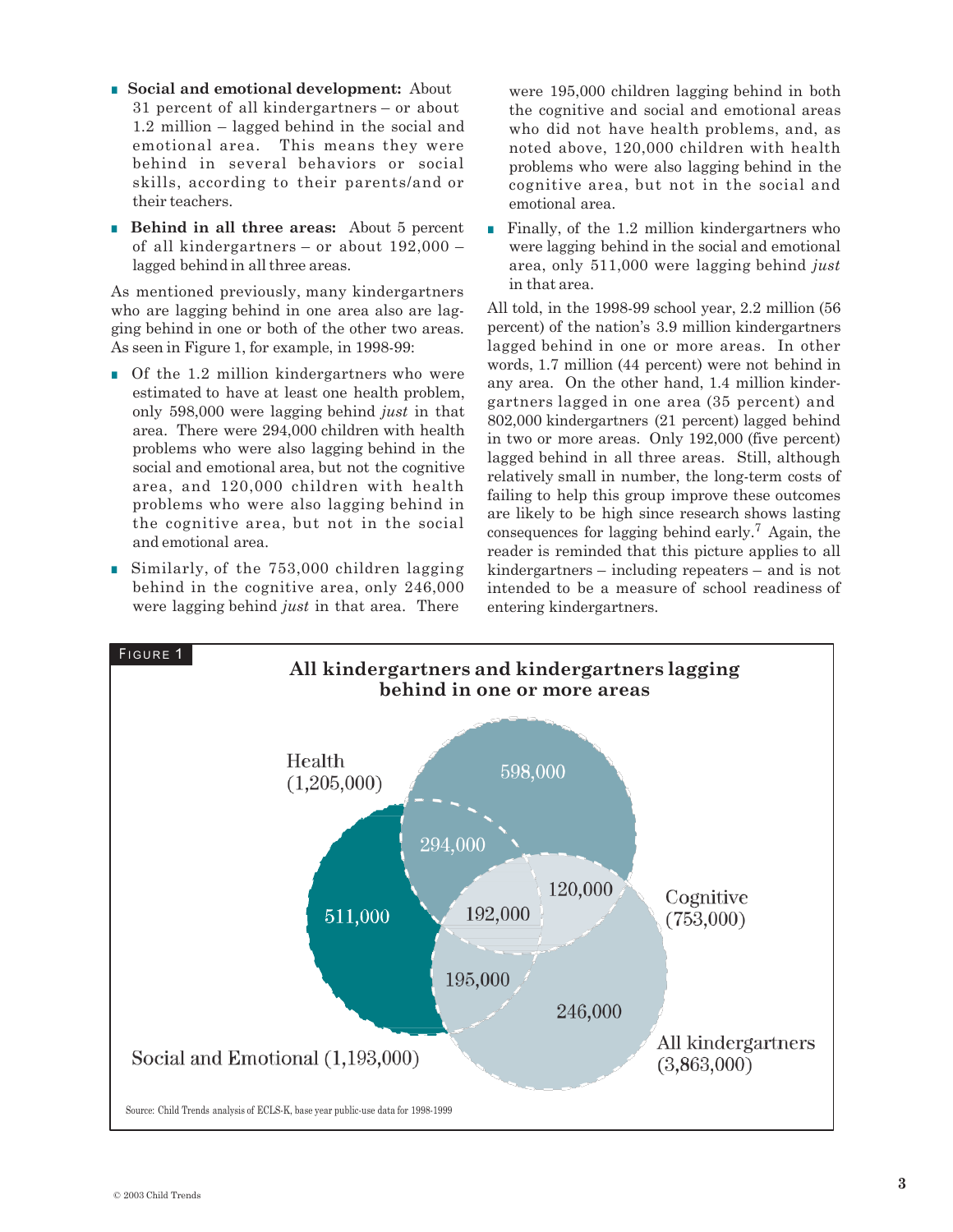- **Social and emotional development:** About 31 percent of all kindergartners – or about 1.2 million – lagged behind in the social and emotional area. This means they were behind in several behaviors or social skills, according to their parents/and or their teachers.
- **Behind in all three areas:** About 5 percent of all kindergartners – or about 192,000 – lagged behind in all three areas.

As mentioned previously, many kindergartners who are lagging behind in one area also are lagging behind in one or both of the other two areas. As seen in Figure 1, for example, in 1998-99:

- Of the 1.2 million kindergartners who were estimated to have at least one health problem, only 598,000 were lagging behind *just* in that area. There were 294,000 children with health problems who were also lagging behind in the social and emotional area, but not the cognitive area, and 120,000 children with health problems who were also lagging behind in the cognitive area, but not in the social and emotional area.
- Similarly, of the 753,000 children lagging behind in the cognitive area, only 246,000 were lagging behind *just* in that area. There were 195,000 children lagging behind in both the cognitive and social and emotional areas who did not have health problems, and, as noted above, 120,000 children with health problems who were also lagging behind in the cognitive area, but not in the social and emotional area.
- Finally, of the 1.2 million kindergartners who were lagging behind in the social and emotional area, only 511,000 were lagging behind *just* in that area.

All told, in the 1998-99 school year, 2.2 million (56 percent) of the nation's 3.9 million kindergartners lagged behind in one or more areas. In other words, 1.7 million (44 percent) were not behind in any area. On the other hand, 1.4 million kindergartners lagged in one area (35 percent) and 802,000 kindergartners (21 percent) lagged behind in two or more areas. Only 192,000 (five percent) lagged behind in all three areas. Still, although relatively small in number, the long-term costs of failing to help this group improve these outcomes are likely to be high since research shows lasting consequences for lagging behind early.[7] Again, the reader is reminded that this picture applies to all kindergartners – including repeaters – and is not intended to be a measure of school readiness of entering kindergartners.

FIGURE 1

**All kindergartners and kindergartners lagging behind in one or more areas**

Health (1,205,000): 598,000 (health only); 294,000 (health and social/emotional); 120,000 (health and cognitive); 192,000 (all three)

Cognitive (753,000): 246,000 (cognitive only); 195,000 (cognitive and social/emotional)

Social and Emotional (1,193,000): 511,000 (social/emotional only)

All kindergartners (3,863,000)

Source: Child Trends analysis of ECLS-K, base year public-use data for 1998-1999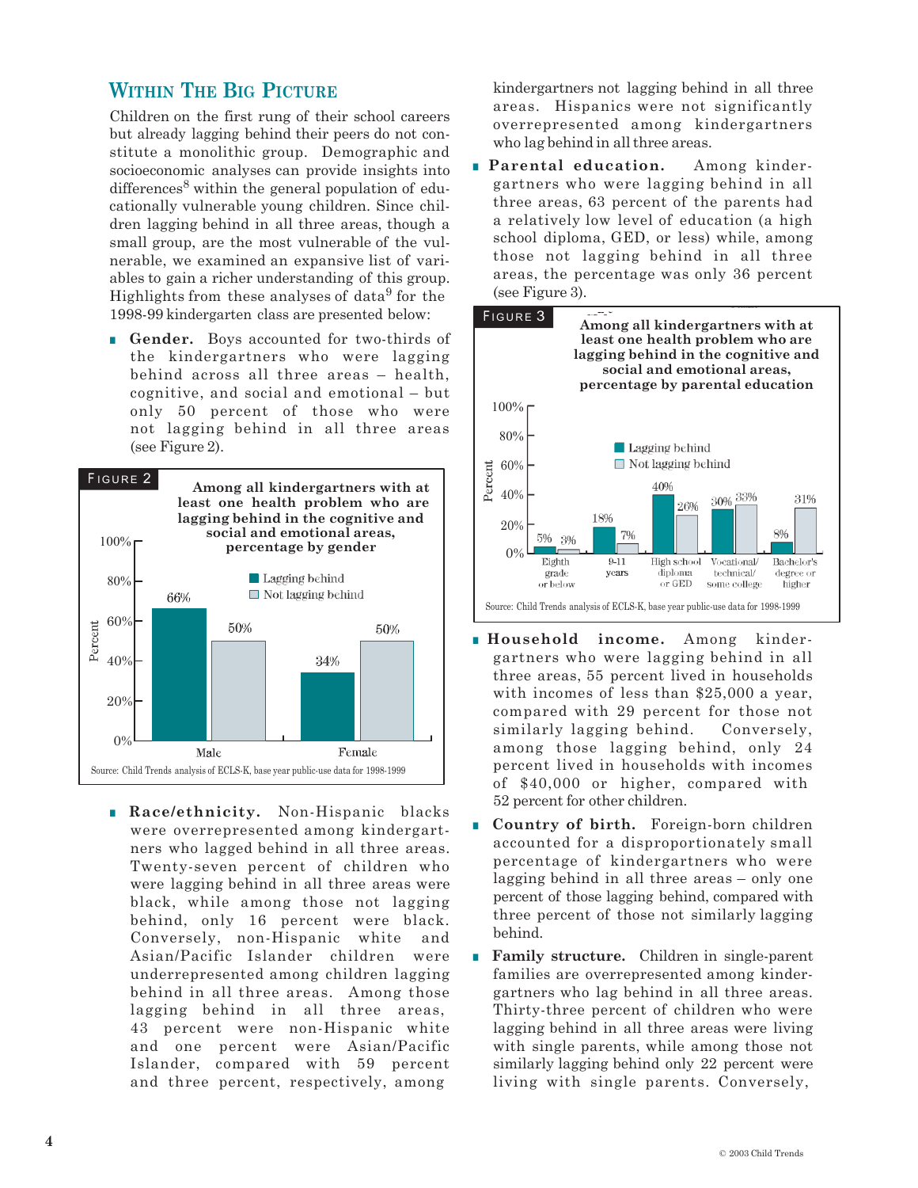## Within The Big Picture

Children on the first rung of their school careers but already lagging behind their peers do not constitute a monolithic group. Demographic and socioeconomic analyses can provide insights into differences[8] within the general population of educationally vulnerable young children. Since children lagging behind in all three areas, though a small group, are the most vulnerable of the vulnerable, we examined an expansive list of variables to gain a richer understanding of this group. Highlights from these analyses of data[9] for the 1998-99 kindergarten class are presented below:

- **Gender.** Boys accounted for two-thirds of the kindergartners who were lagging behind across all three areas – health, cognitive, and social and emotional – but only 50 percent of those who were not lagging behind in all three areas (see Figure 2).

**Figure 2**

**Among all kindergartners with at least one health problem who are lagging behind in the cognitive and social and emotional areas, percentage by gender**

| | Lagging behind | Not lagging behind |
|---|---|---|
| Male | 66% | 50% |
| Female | 34% | 50% |

Source: Child Trends analysis of ECLS-K, base year public-use data for 1998-1999

- **Race/ethnicity.** Non-Hispanic blacks were overrepresented among kindergartners who lagged behind in all three areas. Twenty-seven percent of children who were lagging behind in all three areas were black, while among those not lagging behind, only 16 percent were black. Conversely, non-Hispanic white and Asian/Pacific Islander children were underrepresented among children lagging behind in all three areas. Among those lagging behind in all three areas, 43 percent were non-Hispanic white and one percent were Asian/Pacific Islander, compared with 59 percent and three percent, respectively, among kindergartners not lagging behind in all three areas. Hispanics were not significantly overrepresented among kindergartners who lag behind in all three areas.

- **Parental education.** Among kindergartners who were lagging behind in all three areas, 63 percent of the parents had a relatively low level of education (a high school diploma, GED, or less) while, among those not lagging behind in all three areas, the percentage was only 36 percent (see Figure 3).

**Figure 3**

**Among all kindergartners with at least one health problem who are lagging behind in the cognitive and social and emotional areas, percentage by parental education**

| | Lagging behind | Not lagging behind |
|---|---|---|
| Eighth grade or below | 5% | 3% |
| 9-11 years | 18% | 7% |
| High school diploma or GED | 40% | 26% |
| Vocational/ technical/ some college | 30% | 33% |
| Bachelor's degree or higher | 8% | 31% |

Source: Child Trends analysis of ECLS-K, base year public-use data for 1998-1999

- **Household income.** Among kindergartners who were lagging behind in all three areas, 55 percent lived in households with incomes of less than $25,000 a year, compared with 29 percent for those not similarly lagging behind. Conversely, among those lagging behind, only 24 percent lived in households with incomes of $40,000 or higher, compared with 52 percent for other children.

- **Country of birth.** Foreign-born children accounted for a disproportionately small percentage of kindergartners who were lagging behind in all three areas – only one percent of those lagging behind, compared with three percent of those not similarly lagging behind.

- **Family structure.** Children in single-parent families are overrepresented among kindergartners who lag behind in all three areas. Thirty-three percent of children who were lagging behind in all three areas were living with single parents, while among those not similarly lagging behind only 22 percent were living with single parents. Conversely,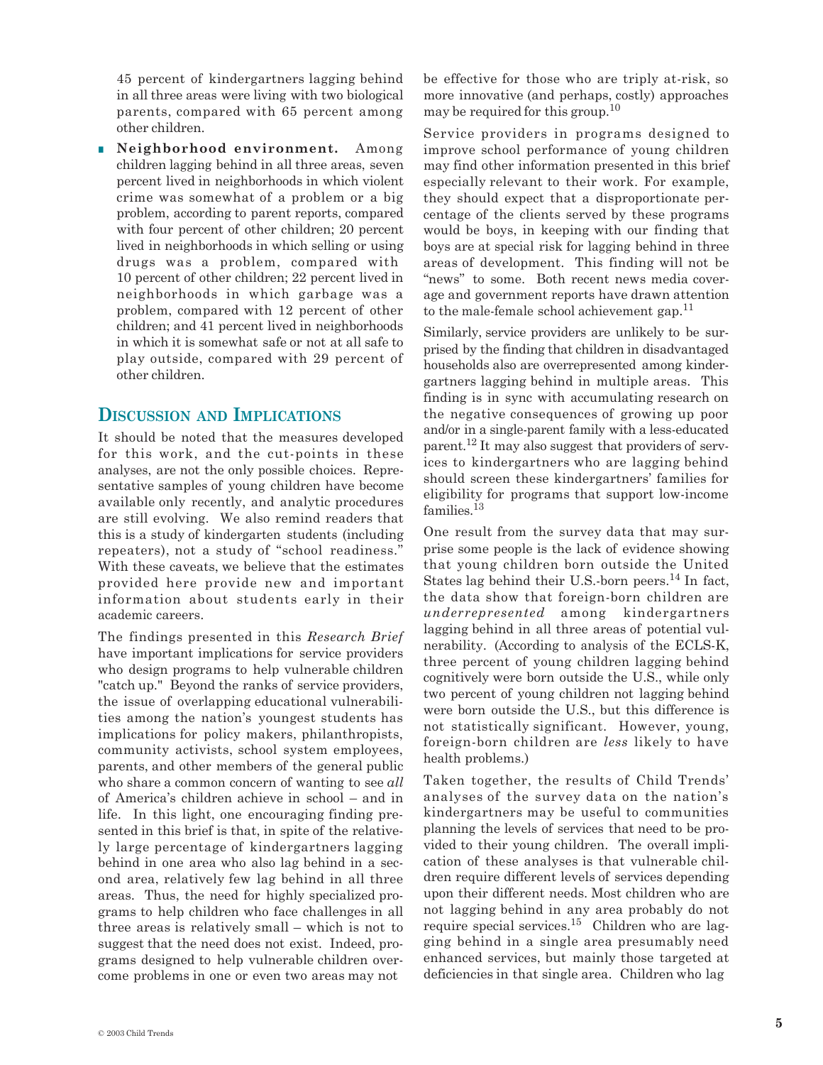45 percent of kindergartners lagging behind in all three areas were living with two biological parents, compared with 65 percent among other children.

- **Neighborhood environment.** Among children lagging behind in all three areas, seven percent lived in neighborhoods in which violent crime was somewhat of a problem or a big problem, according to parent reports, compared with four percent of other children; 20 percent lived in neighborhoods in which selling or using drugs was a problem, compared with 10 percent of other children; 22 percent lived in neighborhoods in which garbage was a problem, compared with 12 percent of other children; and 41 percent lived in neighborhoods in which it is somewhat safe or not at all safe to play outside, compared with 29 percent of other children.

## Discussion and Implications

It should be noted that the measures developed for this work, and the cut-points in these analyses, are not the only possible choices. Representative samples of young children have become available only recently, and analytic procedures are still evolving. We also remind readers that this is a study of kindergarten students (including repeaters), not a study of "school readiness." With these caveats, we believe that the estimates provided here provide new and important information about students early in their academic careers.

The findings presented in this *Research Brief* have important implications for service providers who design programs to help vulnerable children "catch up." Beyond the ranks of service providers, the issue of overlapping educational vulnerabilities among the nation's youngest students has implications for policy makers, philanthropists, community activists, school system employees, parents, and other members of the general public who share a common concern of wanting to see *all* of America's children achieve in school – and in life. In this light, one encouraging finding presented in this brief is that, in spite of the relatively large percentage of kindergartners lagging behind in one area who also lag behind in a second area, relatively few lag behind in all three areas. Thus, the need for highly specialized programs to help children who face challenges in all three areas is relatively small – which is not to suggest that the need does not exist. Indeed, programs designed to help vulnerable children overcome problems in one or even two areas may not be effective for those who are triply at-risk, so more innovative (and perhaps, costly) approaches may be required for this group.[10]

Service providers in programs designed to improve school performance of young children may find other information presented in this brief especially relevant to their work. For example, they should expect that a disproportionate percentage of the clients served by these programs would be boys, in keeping with our finding that boys are at special risk for lagging behind in three areas of development. This finding will not be "news" to some. Both recent news media coverage and government reports have drawn attention to the male-female school achievement gap.[11]

Similarly, service providers are unlikely to be surprised by the finding that children in disadvantaged households also are overrepresented among kindergartners lagging behind in multiple areas. This finding is in sync with accumulating research on the negative consequences of growing up poor and/or in a single-parent family with a less-educated parent.[12] It may also suggest that providers of services to kindergartners who are lagging behind should screen these kindergartners' families for eligibility for programs that support low-income families.[13]

One result from the survey data that may surprise some people is the lack of evidence showing that young children born outside the United States lag behind their U.S.-born peers.[14] In fact, the data show that foreign-born children are *underrepresented* among kindergartners lagging behind in all three areas of potential vulnerability. (According to analysis of the ECLS-K, three percent of young children lagging behind cognitively were born outside the U.S., while only two percent of young children not lagging behind were born outside the U.S., but this difference is not statistically significant. However, young, foreign-born children are *less* likely to have health problems.)

Taken together, the results of Child Trends' analyses of the survey data on the nation's kindergartners may be useful to communities planning the levels of services that need to be provided to their young children. The overall implication of these analyses is that vulnerable children require different levels of services depending upon their different needs. Most children who are not lagging behind in any area probably do not require special services.[15] Children who are lagging behind in a single area presumably need enhanced services, but mainly those targeted at deficiencies in that single area. Children who lag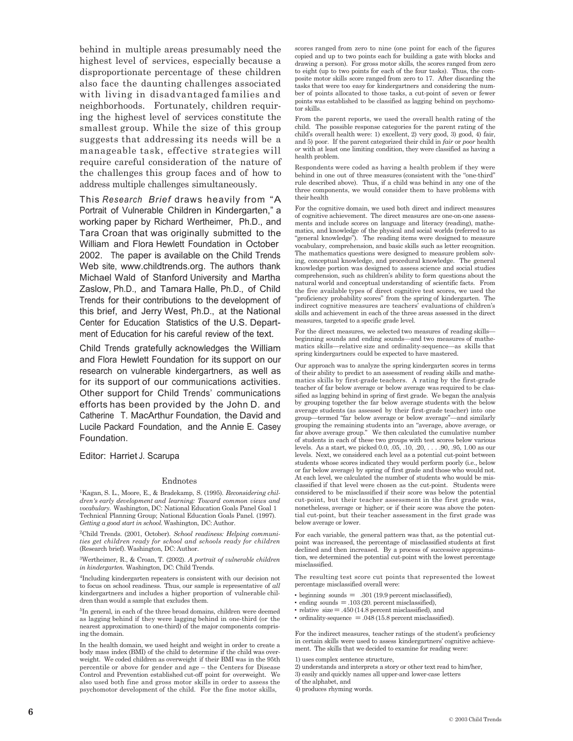behind in multiple areas presumably need the highest level of services, especially because a disproportionate percentage of these children also face the daunting challenges associated with living in disadvantaged families and neighborhoods. Fortunately, children requiring the highest level of services constitute the smallest group. While the size of this group suggests that addressing its needs will be a manageable task, effective strategies will require careful consideration of the nature of the challenges this group faces and of how to address multiple challenges simultaneously.

This *Research Brief* draws heavily from "A Portrait of Vulnerable Children in Kindergarten," a working paper by Richard Wertheimer, Ph.D., and Tara Croan that was originally submitted to the William and Flora Hewlett Foundation in October 2002. The paper is available on the Child Trends Web site, www.childtrends.org. The authors thank Michael Wald of Stanford University and Martha Zaslow, Ph.D., and Tamara Halle, Ph.D., of Child Trends for their contributions to the development of this brief, and Jerry West, Ph.D., at the National Center for Education Statistics of the U.S. Department of Education for his careful review of the text.

Child Trends gratefully acknowledges the William and Flora Hewlett Foundation for its support on our research on vulnerable kindergartners, as well as for its support of our communications activities. Other support for Child Trends' communications efforts has been provided by the John D. and Catherine T. MacArthur Foundation, the David and Lucile Packard Foundation, and the Annie E. Casey Foundation.

Editor: Harriet J. Scarupa

## Endnotes

[1]Kagan, S. L., Moore, E., & Bradekamp, S. (1995). *Reconsidering children's early development and learning: Toward common views and vocabulary.* Washington, DC: National Education Goals Panel Goal 1 Technical Planning Group; National Education Goals Panel. (1997). *Getting a good start in school.* Washington, DC: Author.

[2]Child Trends. (2001, October). *School readiness: Helping communities get children ready for school and schools ready for children* (Research brief). Washington, DC: Author.

[3]Wertheimer, R., & Croan, T. (2002). *A portrait of vulnerable children in kindergarten.* Washington, DC: Child Trends.

[4]Including kindergarten repeaters is consistent with our decision not to focus on school readiness. Thus, our sample is representative of *all* kindergartners and includes a higher proportion of vulnerable children than would a sample that excludes them.

[5]In general, in each of the three broad domains, children were deemed as lagging behind if they were lagging behind in one-third (or the nearest approximation to one-third) of the major components comprising the domain.

In the health domain, we used height and weight in order to create a body mass index (BMI) of the child to determine if the child was overweight. We coded children as overweight if their BMI was in the 95th percentile or above for gender and age – the Centers for Disease Control and Prevention established cut-off point for overweight. We also used both fine and gross motor skills in order to assess the psychomotor development of the child. For the fine motor skills, scores ranged from zero to nine (one point for each of the figures copied and up to two points each for building a gate with blocks and drawing a person). For gross motor skills, the scores ranged from zero to eight (up to two points for each of the four tasks). Thus, the composite motor skills score ranged from zero to 17. After discarding the tasks that were too easy for kindergartners and considering the number of points allocated to those tasks, a cut-point of seven or fewer points was established to be classified as lagging behind on psychomotor skills.

From the parent reports, we used the overall health rating of the child. The possible response categories for the parent rating of the child's overall health were: 1) excellent, 2) very good, 3) good, 4) fair, and 5) poor. If the parent categorized their child in *fair* or *poor* health *or* with at least one limiting condition, they were classified as having a health problem.

Respondents were coded as having a health problem if they were behind in one out of three measures (consistent with the "one-third" rule described above). Thus, if a child was behind in any one of the three components, we would consider them to have problems with their health

For the cognitive domain, we used both direct and indirect measures of cognitive achievement. The direct measures are one-on-one assessments and include scores on language and literacy (reading), mathematics, and knowledge of the physical and social worlds (referred to as "general knowledge"). The reading items were designed to measure vocabulary, comprehension, and basic skills such as letter recognition. The mathematics questions were designed to measure problem solving, conceptual knowledge, and procedural knowledge. The general knowledge portion was designed to assess science and social studies comprehension, such as children's ability to form questions about the natural world and conceptual understanding of scientific facts. From the five available types of direct cognitive test scores, we used the "proficiency probability scores" from the spring of kindergarten. The indirect cognitive measures are teachers' evaluations of children's skills and achievement in each of the three areas assessed in the direct measures, targeted to a specific grade level.

For the direct measures, we selected two measures of reading skills—beginning sounds and ending sounds—and two measures of mathematics skills—relative size and ordinality-sequence—as skills that spring kindergartners could be expected to have mastered.

Our approach was to analyze the spring kindergarten scores in terms of their ability to predict to an assessment of reading skills and mathematics skills by first-grade teachers. A rating by the first-grade teacher of far below average or below average was required to be classified as lagging behind in spring of first grade. We began the analysis by grouping together the far below average students with the below average students (as assessed by their first-grade teacher) into one group—termed "far below average or below average"—and similarly grouping the remaining students into an "average, above average, or far above average group." We then calculated the cumulative number of students in each of these two groups with test scores below various levels. As a start, we picked 0.0, .05, .10, .20, . . . .90, .95, 1.00 as our levels. Next, we considered each level as a potential cut-point between students whose scores indicated they would perform poorly (i.e., below or far below average) by spring of first grade and those who would not. At each level, we calculated the number of students who would be misclassified if that level were chosen as the cut-point. Students were considered to be misclassified if their score was below the potential cut-point, but their teacher assessment in the first grade was, nonetheless, average or higher; or if their score was above the potential cut-point, but their teacher assessment in the first grade was below average or lower.

For each variable, the general pattern was that, as the potential cut-point was increased, the percentage of misclassified students at first declined and then increased. By a process of successive approximation, we determined the potential cut-point with the lowest percentage misclassified.

The resulting test score cut points that represented the lowest percentage misclassified overall were:

- beginning sounds = .301 (19.9 percent misclassified),
- ending sounds = .103 (20. percent misclassified),
- relative size = .450 (14.8 percent misclassified), and
- ordinality-sequence = .048 (15.8 percent misclassified).

For the indirect measures, teacher ratings of the student's proficiency in certain skills were used to assess kindergartners' cognitive achievement. The skills that we decided to examine for reading were:

1) uses complex sentence structure,
2) understands and interprets a story or other text read to him/her,
3) easily and quickly names all upper-and lower-case letters of the alphabet, and
4) produces rhyming words.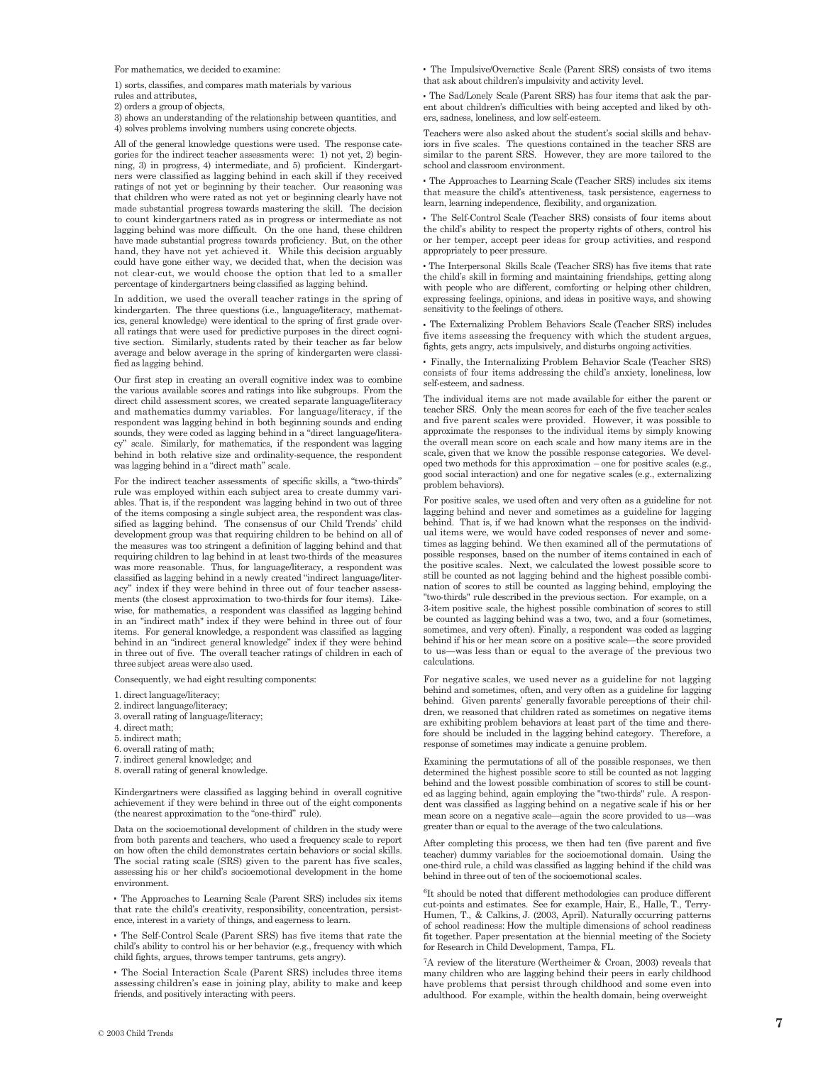For mathematics, we decided to examine:

1) sorts, classifies, and compares math materials by various rules and attributes,
2) orders a group of objects,
3) shows an understanding of the relationship between quantities, and
4) solves problems involving numbers using concrete objects.

All of the general knowledge questions were used. The response categories for the indirect teacher assessments were: 1) not yet, 2) beginning, 3) in progress, 4) intermediate, and 5) proficient. Kindergartners were classified as lagging behind in each skill if they received ratings of not yet or beginning by their teacher. Our reasoning was that children who were rated as not yet or beginning clearly have not made substantial progress towards mastering the skill. The decision to count kindergartners rated as in progress or intermediate as not lagging behind was more difficult. On the one hand, these children have made substantial progress towards proficiency. But, on the other hand, they have not yet achieved it. While this decision arguably could have gone either way, we decided that, when the decision was not clear-cut, we would choose the option that led to a smaller percentage of kindergartners being classified as lagging behind.

In addition, we used the overall teacher ratings in the spring of kindergarten. The three questions (i.e., language/literacy, mathematics, general knowledge) were identical to the spring of first grade overall ratings that were used for predictive purposes in the direct cognitive section. Similarly, students rated by their teacher as far below average and below average in the spring of kindergarten were classified as lagging behind.

Our first step in creating an overall cognitive index was to combine the various available scores and ratings into like subgroups. From the direct child assessment scores, we created separate language/literacy and mathematics dummy variables. For language/literacy, if the respondent was lagging behind in both beginning sounds and ending sounds, they were coded as lagging behind in a "direct language/literacy" scale. Similarly, for mathematics, if the respondent was lagging behind in both relative size and ordinality-sequence, the respondent was lagging behind in a "direct math" scale.

For the indirect teacher assessments of specific skills, a "two-thirds" rule was employed within each subject area to create dummy variables. That is, if the respondent was lagging behind in two out of three of the items composing a single subject area, the respondent was classified as lagging behind. The consensus of our Child Trends' child development group was that requiring children to be behind on all of the measures was too stringent a definition of lagging behind and that requiring children to lag behind in at least two-thirds of the measures was more reasonable. Thus, for language/literacy, a respondent was classified as lagging behind in a newly created "indirect language/literacy" index if they were behind in three out of four teacher assessments (the closest approximation to two-thirds for four items). Likewise, for mathematics, a respondent was classified as lagging behind in an "indirect math" index if they were behind in three out of four items. For general knowledge, a respondent was classified as lagging behind in an "indirect general knowledge" index if they were behind in three out of five. The overall teacher ratings of children in each of three subject areas were also used.

Consequently, we had eight resulting components:

1. direct language/literacy;
2. indirect language/literacy;
3. overall rating of language/literacy;
4. direct math;
5. indirect math;
6. overall rating of math;
7. indirect general knowledge; and
8. overall rating of general knowledge.

Kindergartners were classified as lagging behind in overall cognitive achievement if they were behind in three out of the eight components (the nearest approximation to the "one-third" rule).

Data on the socioemotional development of children in the study were from both parents and teachers, who used a frequency scale to report on how often the child demonstrates certain behaviors or social skills. The social rating scale (SRS) given to the parent has five scales, assessing his or her child's socioemotional development in the home environment.

- The Approaches to Learning Scale (Parent SRS) includes six items that rate the child's creativity, responsibility, concentration, persistence, interest in a variety of things, and eagerness to learn.
- The Self-Control Scale (Parent SRS) has five items that rate the child's ability to control his or her behavior (e.g., frequency with which child fights, argues, throws temper tantrums, gets angry).
- The Social Interaction Scale (Parent SRS) includes three items assessing children's ease in joining play, ability to make and keep friends, and positively interacting with peers.
- The Impulsive/Overactive Scale (Parent SRS) consists of two items that ask about children's impulsivity and activity level.
- The Sad/Lonely Scale (Parent SRS) has four items that ask the parent about children's difficulties with being accepted and liked by others, sadness, loneliness, and low self-esteem.

Teachers were also asked about the student's social skills and behaviors in five scales. The questions contained in the teacher SRS are similar to the parent SRS. However, they are more tailored to the school and classroom environment.

- The Approaches to Learning Scale (Teacher SRS) includes six items that measure the child's attentiveness, task persistence, eagerness to learn, learning independence, flexibility, and organization.
- The Self-Control Scale (Teacher SRS) consists of four items about the child's ability to respect the property rights of others, control his or her temper, accept peer ideas for group activities, and respond appropriately to peer pressure.
- The Interpersonal Skills Scale (Teacher SRS) has five items that rate the child's skill in forming and maintaining friendships, getting along with people who are different, comforting or helping other children, expressing feelings, opinions, and ideas in positive ways, and showing sensitivity to the feelings of others.
- The Externalizing Problem Behaviors Scale (Teacher SRS) includes five items assessing the frequency with which the student argues, fights, gets angry, acts impulsively, and disturbs ongoing activities.
- Finally, the Internalizing Problem Behavior Scale (Teacher SRS) consists of four items addressing the child's anxiety, loneliness, low self-esteem, and sadness.

The individual items are not made available for either the parent or teacher SRS. Only the mean scores for each of the five teacher scales and five parent scales were provided. However, it was possible to approximate the responses to the individual items by simply knowing the overall mean score on each scale and how many items are in the scale, given that we know the possible response categories. We developed two methods for this approximation – one for positive scales (e.g., good social interaction) and one for negative scales (e.g., externalizing problem behaviors).

For positive scales, we used often and very often as a guideline for not lagging behind and never and sometimes as a guideline for lagging behind. That is, if we had known what the responses on the individual items were, we would have coded responses of never and sometimes as lagging behind. We then examined all of the permutations of possible responses, based on the number of items contained in each of the positive scales. Next, we calculated the lowest possible score to still be counted as not lagging behind and the highest possible combination of scores to still be counted as lagging behind, employing the "two-thirds" rule described in the previous section. For example, on a 3-item positive scale, the highest possible combination of scores to still be counted as lagging behind was a two, two, and a four (sometimes, sometimes, and very often). Finally, a respondent was coded as lagging behind if his or her mean score on a positive scale—the score provided to us—was less than or equal to the average of the previous two calculations.

For negative scales, we used never as a guideline for not lagging behind and sometimes, often, and very often as a guideline for lagging behind. Given parents' generally favorable perceptions of their children, we reasoned that children rated as sometimes on negative items are exhibiting problem behaviors at least part of the time and therefore should be included in the lagging behind category. Therefore, a response of sometimes may indicate a genuine problem.

Examining the permutations of all of the possible responses, we then determined the highest possible score to still be counted as not lagging behind and the lowest possible combination of scores to still be counted as lagging behind, again employing the "two-thirds" rule. A respondent was classified as lagging behind on a negative scale if his or her mean score on a negative scale—again the score provided to us—was greater than or equal to the average of the two calculations.

After completing this process, we then had ten (five parent and five teacher) dummy variables for the socioemotional domain. Using the one-third rule, a child was classified as lagging behind if the child was behind in three out of ten of the socioemotional scales.

[6]It should be noted that different methodologies can produce different cut-points and estimates. See for example, Hair, E., Halle, T., Terry-Humen, T., & Calkins, J. (2003, April). Naturally occurring patterns of school readiness: How the multiple dimensions of school readiness fit together. Paper presentation at the biennial meeting of the Society for Research in Child Development, Tampa, FL.

[7]A review of the literature (Wertheimer & Croan, 2003) reveals that many children who are lagging behind their peers in early childhood have problems that persist through childhood and some even into adulthood. For example, within the health domain, being overweight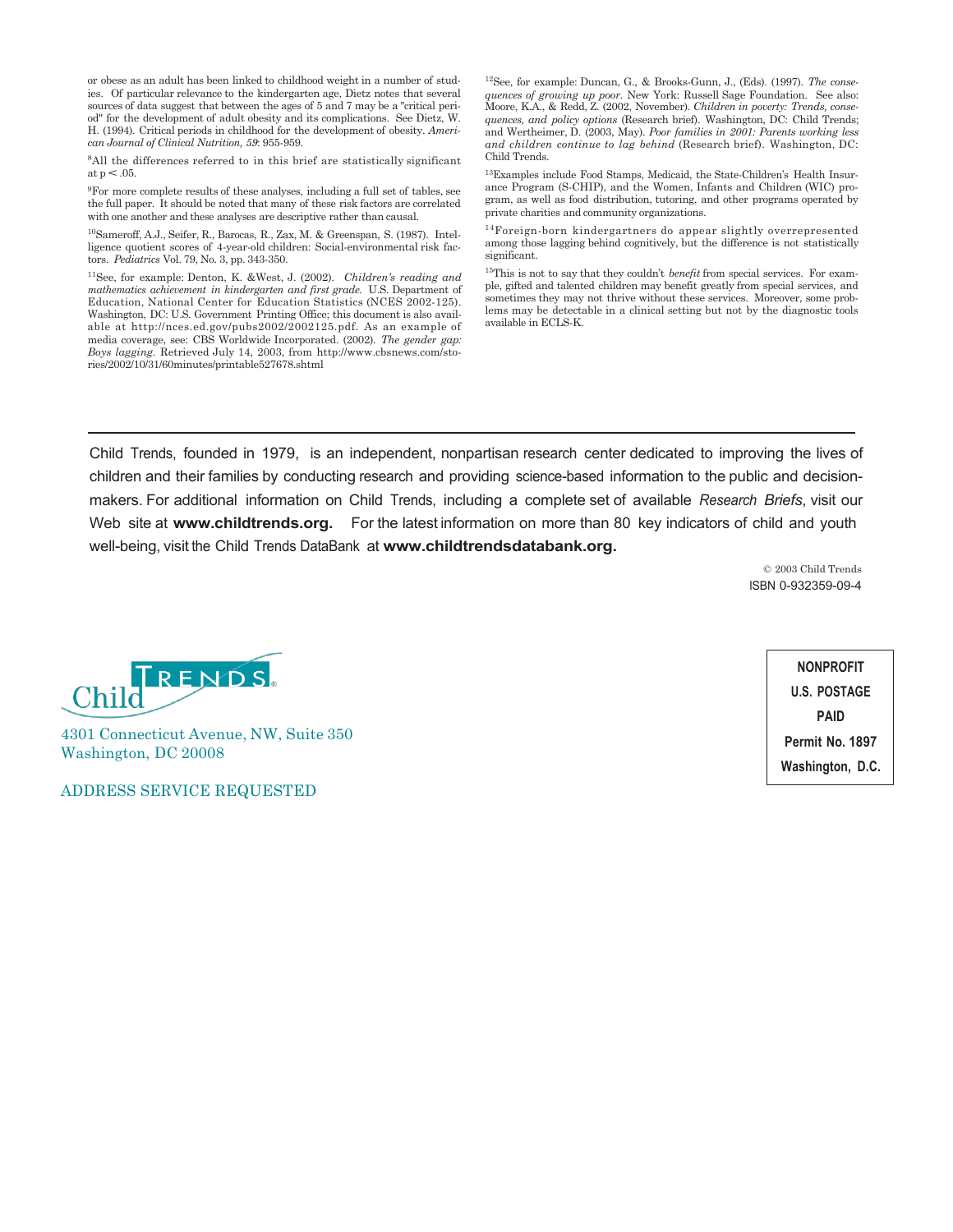or obese as an adult has been linked to childhood weight in a number of studies. Of particular relevance to the kindergarten age, Dietz notes that several sources of data suggest that between the ages of 5 and 7 may be a "critical period" for the development of adult obesity and its complications. See Dietz, W. H. (1994). Critical periods in childhood for the development of obesity. *American Journal of Clinical Nutrition, 59*: 955-959.

[8]All the differences referred to in this brief are statistically significant at $p < .05$.

[9]For more complete results of these analyses, including a full set of tables, see the full paper. It should be noted that many of these risk factors are correlated with one another and these analyses are descriptive rather than causal.

[10]Sameroff, A.J., Seifer, R., Barocas, R., Zax, M. & Greenspan, S. (1987). Intelligence quotient scores of 4-year-old children: Social-environmental risk factors. *Pediatrics* Vol. 79, No. 3, pp. 343-350.

[11]See, for example: Denton, K. &West, J. (2002). *Children's reading and mathematics achievement in kindergarten and first grade.* U.S. Department of Education, National Center for Education Statistics (NCES 2002-125). Washington, DC: U.S. Government Printing Office; this document is also available at http://nces.ed.gov/pubs2002/2002125.pdf. As an example of media coverage, see: CBS Worldwide Incorporated. (2002). *The gender gap: Boys lagging.* Retrieved July 14, 2003, from http://www.cbsnews.com/stories/2002/10/31/60minutes/printable527678.shtml

[12]See, for example: Duncan, G., & Brooks-Gunn, J., (Eds). (1997). *The consequences of growing up poor.* New York: Russell Sage Foundation. See also: Moore, K.A., & Redd, Z. (2002, November). *Children in poverty: Trends, consequences, and policy options* (Research brief). Washington, DC: Child Trends; and Wertheimer, D. (2003, May). *Poor families in 2001: Parents working less and children continue to lag behind* (Research brief). Washington, DC: Child Trends.

[13]Examples include Food Stamps, Medicaid, the State-Children's Health Insurance Program (S-CHIP), and the Women, Infants and Children (WIC) program, as well as food distribution, tutoring, and other programs operated by private charities and community organizations.

[14]Foreign-born kindergartners do appear slightly overrepresented among those lagging behind cognitively, but the difference is not statistically significant.

[15]This is not to say that they couldn't *benefit* from special services. For example, gifted and talented children may benefit greatly from special services, and sometimes they may not thrive without these services. Moreover, some problems may be detectable in a clinical setting but not by the diagnostic tools available in ECLS-K.

---

Child Trends, founded in 1979, is an independent, nonpartisan research center dedicated to improving the lives of children and their families by conducting research and providing science-based information to the public and decision-makers. For additional information on Child Trends, including a complete set of available *Research Briefs*, visit our Web site at **www.childtrends.org.** For the latest information on more than 80 key indicators of child and youth well-being, visit the Child Trends DataBank at **www.childtrendsdatabank.org.**

© 2003 Child Trends
ISBN 0-932359-09-4

Child Trends®
4301 Connecticut Avenue, NW, Suite 350
Washington, DC 20008

ADDRESS SERVICE REQUESTED

**NONPROFIT**
**U.S. POSTAGE**
**PAID**
**Permit No. 1897**
**Washington, D.C.**